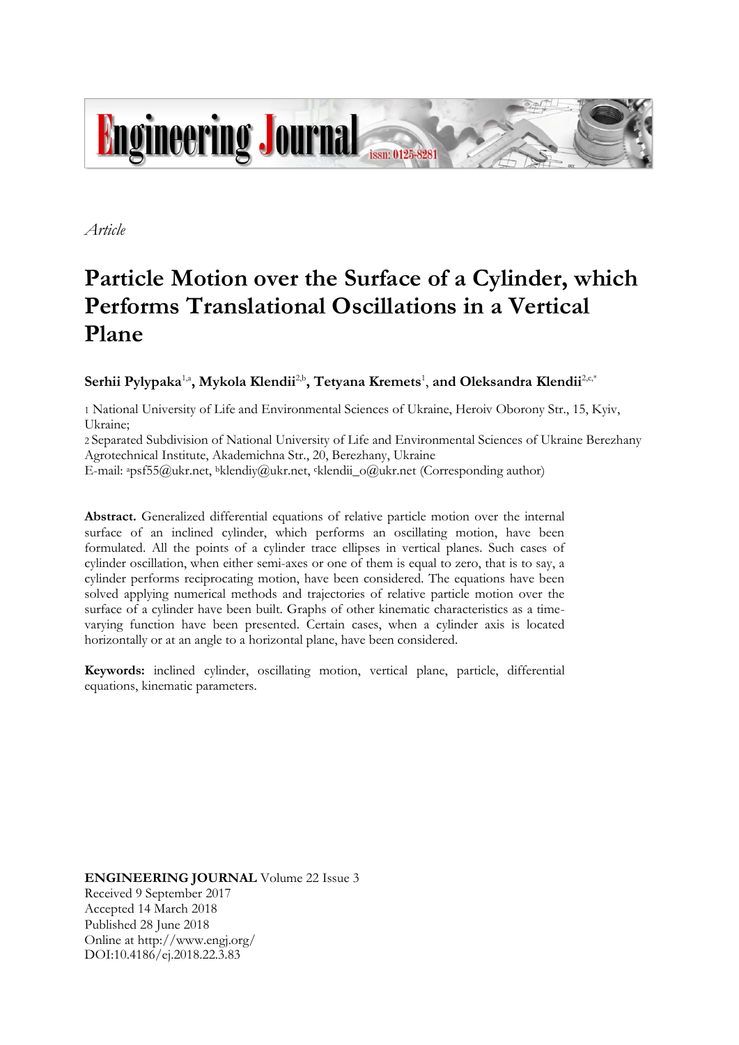*Article*

# Particle Motion over the Surface of a Cylinder, which Performs Translational Oscillations in a Vertical Plane

**Serhii Pylypaka**[1,a]**, Mykola Klendii**[2,b]**, Tetyana Kremets**[1]**, and Oleksandra Klendii**[2,c,*]

1 National University of Life and Environmental Sciences of Ukraine, Heroiv Oborony Str., 15, Kyiv, Ukraine;

2 Separated Subdivision of National University of Life and Environmental Sciences of Ukraine Berezhany Agrotechnical Institute, Akademichna Str., 20, Berezhany, Ukraine

E-mail: [a]psf55@ukr.net, [b]klendiy@ukr.net, [c]klendii_o@ukr.net (Corresponding author)

**Abstract.** Generalized differential equations of relative particle motion over the internal surface of an inclined cylinder, which performs an oscillating motion, have been formulated. All the points of a cylinder trace ellipses in vertical planes. Such cases of cylinder oscillation, when either semi-axes or one of them is equal to zero, that is to say, a cylinder performs reciprocating motion, have been considered. The equations have been solved applying numerical methods and trajectories of relative particle motion over the surface of a cylinder have been built. Graphs of other kinematic characteristics as a time-varying function have been presented. Certain cases, when a cylinder axis is located horizontally or at an angle to a horizontal plane, have been considered.

**Keywords:** inclined cylinder, oscillating motion, vertical plane, particle, differential equations, kinematic parameters.

**ENGINEERING JOURNAL** Volume 22 Issue 3
Received 9 September 2017
Accepted 14 March 2018
Published 28 June 2018
Online at http://www.engj.org/
DOI:10.4186/ej.2018.22.3.83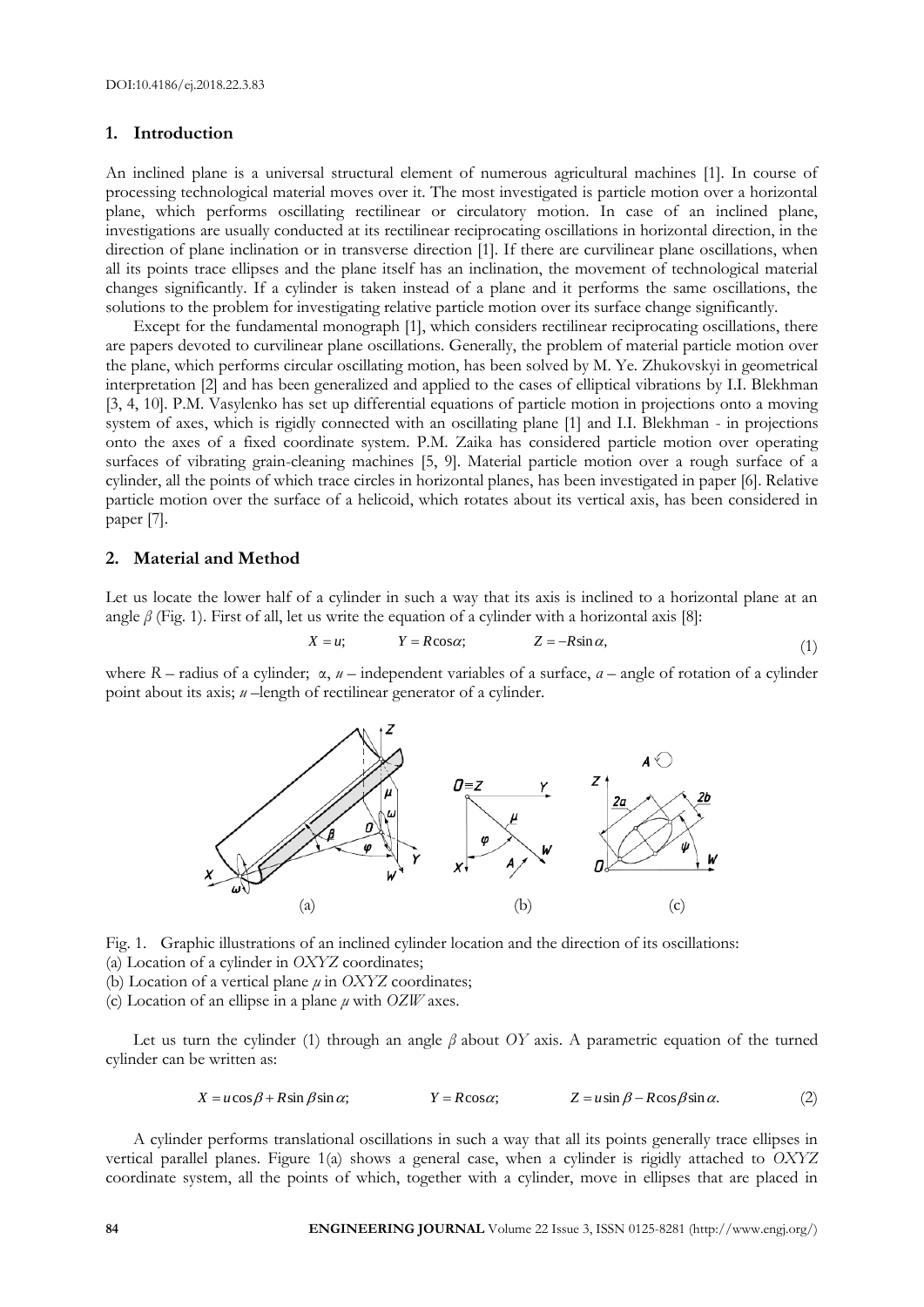DOI:10.4186/ej.2018.22.3.83

## 1. Introduction

An inclined plane is a universal structural element of numerous agricultural machines [1]. In course of processing technological material moves over it. The most investigated is particle motion over a horizontal plane, which performs oscillating rectilinear or circulatory motion. In case of an inclined plane, investigations are usually conducted at its rectilinear reciprocating oscillations in horizontal direction, in the direction of plane inclination or in transverse direction [1]. If there are curvilinear plane oscillations, when all its points trace ellipses and the plane itself has an inclination, the movement of technological material changes significantly. If a cylinder is taken instead of a plane and it performs the same oscillations, the solutions to the problem for investigating relative particle motion over its surface change significantly.

Except for the fundamental monograph [1], which considers rectilinear reciprocating oscillations, there are papers devoted to curvilinear plane oscillations. Generally, the problem of material particle motion over the plane, which performs circular oscillating motion, has been solved by M. Ye. Zhukovskyi in geometrical interpretation [2] and has been generalized and applied to the cases of elliptical vibrations by I.I. Blekhman [3, 4, 10]. P.M. Vasylenko has set up differential equations of particle motion in projections onto a moving system of axes, which is rigidly connected with an oscillating plane [1] and I.I. Blekhman - in projections onto the axes of a fixed coordinate system. P.M. Zaika has considered particle motion over operating surfaces of vibrating grain-cleaning machines [5, 9]. Material particle motion over a rough surface of a cylinder, all the points of which trace circles in horizontal planes, has been investigated in paper [6]. Relative particle motion over the surface of a helicoid, which rotates about its vertical axis, has been considered in paper [7].

## 2. Material and Method

Let us locate the lower half of a cylinder in such a way that its axis is inclined to a horizontal plane at an angle $\beta$ (Fig. 1). First of all, let us write the equation of a cylinder with a horizontal axis [8]:

$$X = u; \qquad Y = R\cos\alpha; \qquad Z = -R\sin\alpha, \tag{1}$$

where $R$ – radius of a cylinder; $\alpha$, $u$ – independent variables of a surface, $a$ – angle of rotation of a cylinder point about its axis; $u$ –length of rectilinear generator of a cylinder.

Fig. 1. Graphic illustrations of an inclined cylinder location and the direction of its oscillations:
(a) Location of a cylinder in $OXYZ$ coordinates;
(b) Location of a vertical plane $\mu$ in $OXYZ$ coordinates;
(c) Location of an ellipse in a plane $\mu$ with $OZW$ axes.

Let us turn the cylinder (1) through an angle $\beta$ about $OY$ axis. A parametric equation of the turned cylinder can be written as:

$$X = u\cos\beta + R\sin\beta\sin\alpha; \qquad Y = R\cos\alpha; \qquad Z = u\sin\beta - R\cos\beta\sin\alpha. \tag{2}$$

A cylinder performs translational oscillations in such a way that all its points generally trace ellipses in vertical parallel planes. Figure 1(a) shows a general case, when a cylinder is rigidly attached to $OXYZ$ coordinate system, all the points of which, together with a cylinder, move in ellipses that are placed in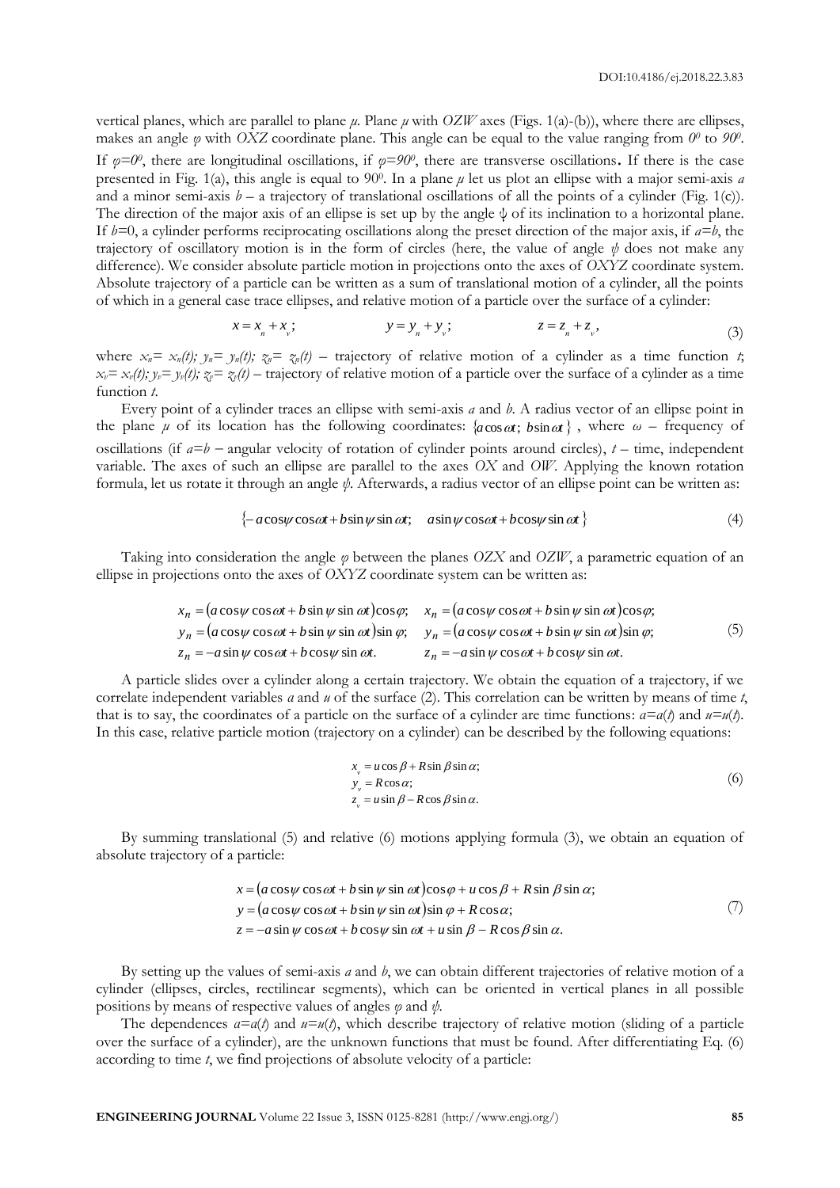vertical planes, which are parallel to plane $\mu$. Plane $\mu$ with $OZW$ axes (Figs. 1(a)-(b)), where there are ellipses, makes an angle $\varphi$ with $OXZ$ coordinate plane. This angle can be equal to the value ranging from $0^0$ to $90^0$. If $\varphi=0^0$, there are longitudinal oscillations, if $\varphi=90^0$, there are transverse oscillations. If there is the case presented in Fig. 1(a), this angle is equal to $90^0$. In a plane $\mu$ let us plot an ellipse with a major semi-axis $a$ and a minor semi-axis $b$ – a trajectory of translational oscillations of all the points of a cylinder (Fig. 1(c)). The direction of the major axis of an ellipse is set up by the angle $\psi$ of its inclination to a horizontal plane. If $b$=0, a cylinder performs reciprocating oscillations along the preset direction of the major axis, if $a=b$, the trajectory of oscillatory motion is in the form of circles (here, the value of angle $\psi$ does not make any difference). We consider absolute particle motion in projections onto the axes of $OXYZ$ coordinate system. Absolute trajectory of a particle can be written as a sum of translational motion of a cylinder, all the points of which in a general case trace ellipses, and relative motion of a particle over the surface of a cylinder:

$$x = x_n + x_v; \qquad y = y_n + y_v; \qquad z = z_n + z_v, \tag{3}$$

where $x_n= x_n(t)$; $y_n= y_n(t)$; $z_n= z_n(t)$ – trajectory of relative motion of a cylinder as a time function $t$; $x_v= x_v(t)$; $y_v= y_v(t)$; $z_v= z_v(t)$ – trajectory of relative motion of a particle over the surface of a cylinder as a time function $t$.

Every point of a cylinder traces an ellipse with semi-axis $a$ and $b$. A radius vector of an ellipse point in the plane $\mu$ of its location has the following coordinates: $\{a\cos\omega t;\ b\sin\omega t\}$, where $\omega$ – frequency of oscillations (if $a=b$ – angular velocity of rotation of cylinder points around circles), $t$ – time, independent variable. The axes of such an ellipse are parallel to the axes $OX$ and $OW$. Applying the known rotation formula, let us rotate it through an angle $\psi$. Afterwards, a radius vector of an ellipse point can be written as:

$$\{-a\cos\psi\cos\omega t + b\sin\psi\sin\omega t;\quad a\sin\psi\cos\omega t + b\cos\psi\sin\omega t\} \tag{4}$$

Taking into consideration the angle $\varphi$ between the planes $OZX$ and $OZW$, a parametric equation of an ellipse in projections onto the axes of $OXYZ$ coordinate system can be written as:

$$\begin{aligned}
x_n &= (a\cos\psi\cos\omega t + b\sin\psi\sin\omega t)\cos\varphi; \quad & x_n &= (a\cos\psi\cos\omega t + b\sin\psi\sin\omega t)\cos\varphi;\\
y_n &= (a\cos\psi\cos\omega t + b\sin\psi\sin\omega t)\sin\varphi; \quad & y_n &= (a\cos\psi\cos\omega t + b\sin\psi\sin\omega t)\sin\varphi;\\
z_n &= -a\sin\psi\cos\omega t + b\cos\psi\sin\omega t. \quad & z_n &= -a\sin\psi\cos\omega t + b\cos\psi\sin\omega t.
\end{aligned} \tag{5}$$

A particle slides over a cylinder along a certain trajectory. We obtain the equation of a trajectory, if we correlate independent variables $a$ and $u$ of the surface (2). This correlation can be written by means of time $t$, that is to say, the coordinates of a particle on the surface of a cylinder are time functions: $a=a(t)$ and $u=u(t)$. In this case, relative particle motion (trajectory on a cylinder) can be described by the following equations:

$$\begin{aligned}
x_v &= u\cos\beta + R\sin\beta\sin\alpha;\\
y_v &= R\cos\alpha;\\
z_v &= u\sin\beta - R\cos\beta\sin\alpha.
\end{aligned} \tag{6}$$

By summing translational (5) and relative (6) motions applying formula (3), we obtain an equation of absolute trajectory of a particle:

$$\begin{aligned}
x &= (a\cos\psi\cos\omega t + b\sin\psi\sin\omega t)\cos\varphi + u\cos\beta + R\sin\beta\sin\alpha;\\
y &= (a\cos\psi\cos\omega t + b\sin\psi\sin\omega t)\sin\varphi + R\cos\alpha;\\
z &= -a\sin\psi\cos\omega t + b\cos\psi\sin\omega t + u\sin\beta - R\cos\beta\sin\alpha.
\end{aligned} \tag{7}$$

By setting up the values of semi-axis $a$ and $b$, we can obtain different trajectories of relative motion of a cylinder (ellipses, circles, rectilinear segments), which can be oriented in vertical planes in all possible positions by means of respective values of angles $\varphi$ and $\psi$.

The dependences $a=a(t)$ and $u=u(t)$, which describe trajectory of relative motion (sliding of a particle over the surface of a cylinder), are the unknown functions that must be found. After differentiating Eq. (6) according to time $t$, we find projections of absolute velocity of a particle: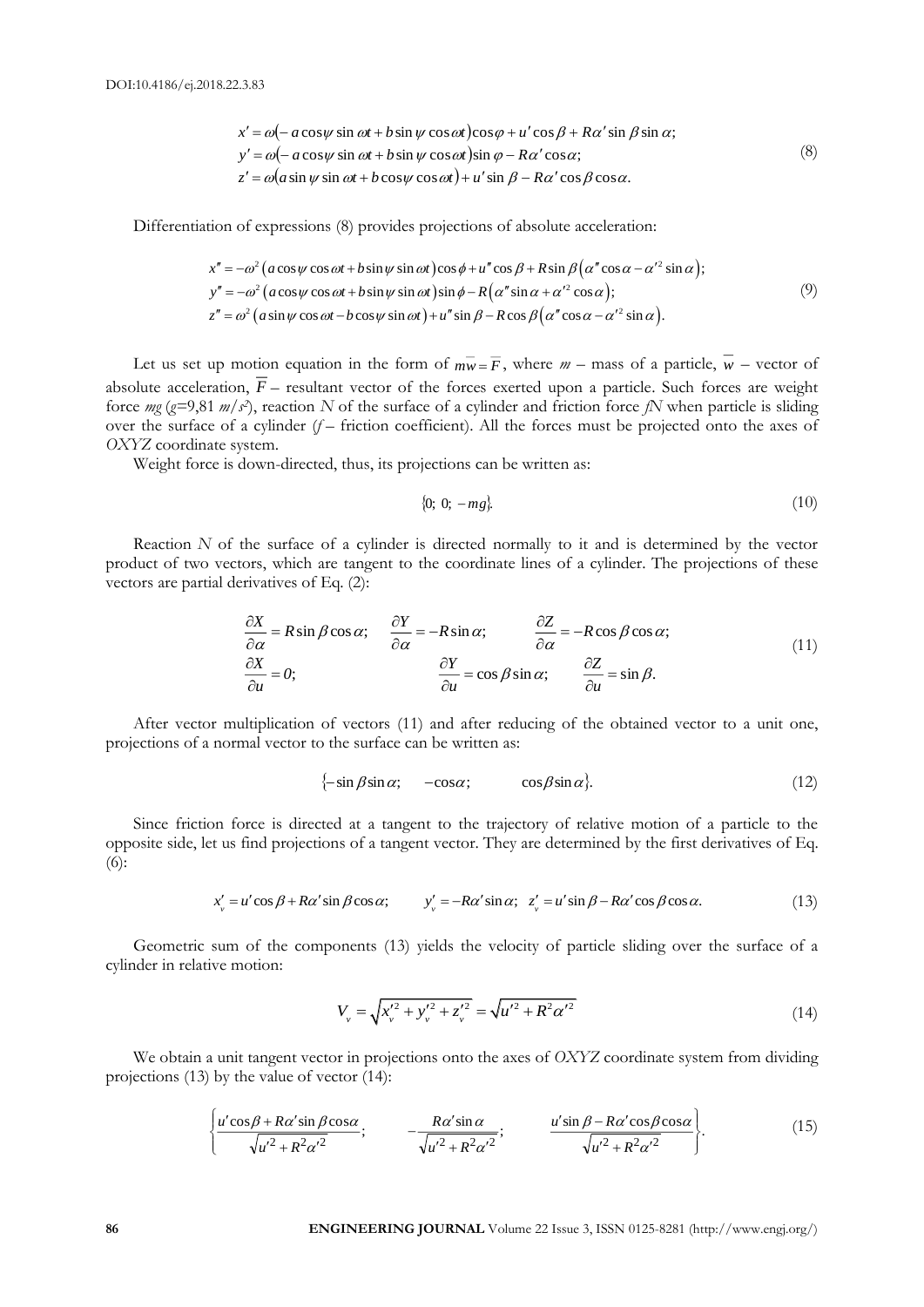$$
\begin{aligned}
x' &= \omega(-a\cos\psi \sin\omega t + b\sin\psi \cos\omega t)\cos\varphi + u'\cos\beta + R\alpha'\sin\beta\sin\alpha;\\
y' &= \omega(-a\cos\psi \sin\omega t + b\sin\psi \cos\omega t)\sin\varphi - R\alpha'\cos\alpha;\\
z' &= \omega(a\sin\psi \sin\omega t + b\cos\psi \cos\omega t) + u'\sin\beta - R\alpha'\cos\beta\cos\alpha.
\end{aligned}
\tag{8}
$$

Differentiation of expressions (8) provides projections of absolute acceleration:

$$
\begin{aligned}
x'' &= -\omega^2\left(a\cos\psi\cos\omega t + b\sin\psi\sin\omega t\right)\cos\phi + u''\cos\beta + R\sin\beta\left(\alpha''\cos\alpha - \alpha'^2\sin\alpha\right);\\
y'' &= -\omega^2\left(a\cos\psi\cos\omega t + b\sin\psi\sin\omega t\right)\sin\phi - R\left(\alpha''\sin\alpha + \alpha'^2\cos\alpha\right);\\
z'' &= \omega^2\left(a\sin\psi\cos\omega t - b\cos\psi\sin\omega t\right) + u''\sin\beta - R\cos\beta\left(\alpha''\cos\alpha - \alpha'^2\sin\alpha\right).
\end{aligned}
\tag{9}
$$

Let us set up motion equation in the form of $m\overline{w} = \overline{F}$, where $m$ – mass of a particle, $\overline{w}$ – vector of absolute acceleration, $\overline{F}$ – resultant vector of the forces exerted upon a particle. Such forces are weight force $mg$ ($g$=9,81 $m/s^2$), reaction $N$ of the surface of a cylinder and friction force $fN$ when particle is sliding over the surface of a cylinder ($f$ – friction coefficient). All the forces must be projected onto the axes of $OXYZ$ coordinate system.

Weight force is down-directed, thus, its projections can be written as:

$$
\{0;\ 0;\ -mg\}. \tag{10}
$$

Reaction $N$ of the surface of a cylinder is directed normally to it and is determined by the vector product of two vectors, which are tangent to the coordinate lines of a cylinder. The projections of these vectors are partial derivatives of Eq. (2):

$$
\begin{aligned}
&\frac{\partial X}{\partial \alpha} = R\sin\beta\cos\alpha; \quad \frac{\partial Y}{\partial \alpha} = -R\sin\alpha; \quad \frac{\partial Z}{\partial \alpha} = -R\cos\beta\cos\alpha;\\
&\frac{\partial X}{\partial u} = 0; \quad \frac{\partial Y}{\partial u} = \cos\beta\sin\alpha; \quad \frac{\partial Z}{\partial u} = \sin\beta.
\end{aligned}
\tag{11}
$$

After vector multiplication of vectors (11) and after reducing of the obtained vector to a unit one, projections of a normal vector to the surface can be written as:

$$
\{-\sin\beta\sin\alpha; \quad -\cos\alpha; \quad \cos\beta\sin\alpha\}. \tag{12}
$$

Since friction force is directed at a tangent to the trajectory of relative motion of a particle to the opposite side, let us find projections of a tangent vector. They are determined by the first derivatives of Eq. (6):

$$
x'_v = u'\cos\beta + R\alpha'\sin\beta\cos\alpha; \qquad y'_v = -R\alpha'\sin\alpha; \quad z'_v = u'\sin\beta - R\alpha'\cos\beta\cos\alpha. \tag{13}
$$

Geometric sum of the components (13) yields the velocity of particle sliding over the surface of a cylinder in relative motion:

$$
V_v = \sqrt{x_v'^2 + y_v'^2 + z_v'^2} = \sqrt{u'^2 + R^2\alpha'^2} \tag{14}
$$

We obtain a unit tangent vector in projections onto the axes of $OXYZ$ coordinate system from dividing projections (13) by the value of vector (14):

$$
\left\{\frac{u'\cos\beta + R\alpha'\sin\beta\cos\alpha}{\sqrt{u'^2 + R^2\alpha'^2}}; \qquad -\frac{R\alpha'\sin\alpha}{\sqrt{u'^2 + R^2\alpha'^2}}; \qquad \frac{u'\sin\beta - R\alpha'\cos\beta\cos\alpha}{\sqrt{u'^2 + R^2\alpha'^2}}\right\}. \tag{15}
$$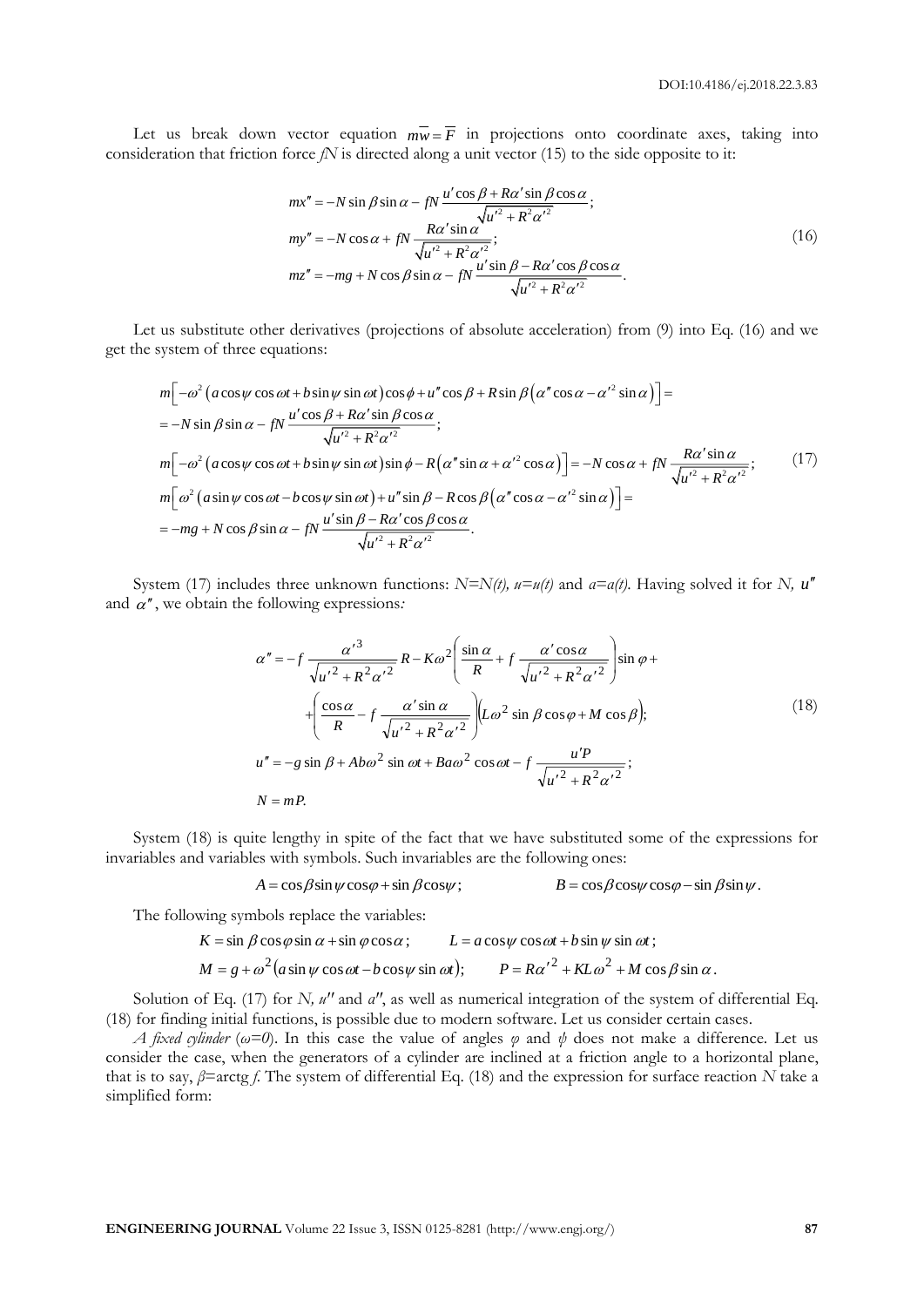Let us break down vector equation $m\bar{w} = \bar{F}$ in projections onto coordinate axes, taking into consideration that friction force $fN$ is directed along a unit vector (15) to the side opposite to it:

$$
\begin{aligned}
mx'' &= -N\sin\beta\sin\alpha - fN\frac{u'\cos\beta + R\alpha'\sin\beta\cos\alpha}{\sqrt{u'^2 + R^2\alpha'^2}};\\
my'' &= -N\cos\alpha + fN\frac{R\alpha'\sin\alpha}{\sqrt{u'^2 + R^2\alpha'^2}};\\
mz'' &= -mg + N\cos\beta\sin\alpha - fN\frac{u'\sin\beta - R\alpha'\cos\beta\cos\alpha}{\sqrt{u'^2 + R^2\alpha'^2}}.
\end{aligned}
\tag{16}
$$

Let us substitute other derivatives (projections of absolute acceleration) from (9) into Eq. (16) and we get the system of three equations:

$$
\begin{aligned}
& m\left[-\omega^2\left(a\cos\psi\cos\omega t + b\sin\psi\sin\omega t\right)\cos\phi + u''\cos\beta + R\sin\beta\left(\alpha''\cos\alpha - \alpha'^2\sin\alpha\right)\right] = \\
& = -N\sin\beta\sin\alpha - fN\frac{u'\cos\beta + R\alpha'\sin\beta\cos\alpha}{\sqrt{u'^2 + R^2\alpha'^2}};\\
& m\left[-\omega^2\left(a\cos\psi\cos\omega t + b\sin\psi\sin\omega t\right)\sin\phi - R\left(\alpha''\sin\alpha + \alpha'^2\cos\alpha\right)\right] = -N\cos\alpha + fN\frac{R\alpha'\sin\alpha}{\sqrt{u'^2 + R^2\alpha'^2}};\\
& m\left[\omega^2\left(a\sin\psi\cos\omega t - b\cos\psi\sin\omega t\right) + u''\sin\beta - R\cos\beta\left(\alpha''\cos\alpha - \alpha'^2\sin\alpha\right)\right] = \\
& = -mg + N\cos\beta\sin\alpha - fN\frac{u'\sin\beta - R\alpha'\cos\beta\cos\alpha}{\sqrt{u'^2 + R^2\alpha'^2}}.
\end{aligned}
\tag{17}
$$

System (17) includes three unknown functions: $N=N(t)$, $u=u(t)$ and $a=a(t)$. Having solved it for $N$, $u''$ and $\alpha''$, we obtain the following expressions*:*

$$
\begin{aligned}
\alpha'' &= -f\frac{\alpha'^3}{\sqrt{u'^2 + R^2\alpha'^2}}R - K\omega^2\left(\frac{\sin\alpha}{R} + f\frac{\alpha'\cos\alpha}{\sqrt{u'^2 + R^2\alpha'^2}}\right)\sin\varphi + \\
&\quad + \left(\frac{\cos\alpha}{R} - f\frac{\alpha'\sin\alpha}{\sqrt{u'^2 + R^2\alpha'^2}}\right)\left(L\omega^2\sin\beta\cos\varphi + M\cos\beta\right);\\
u'' &= -g\sin\beta + Ab\omega^2\sin\omega t + Ba\omega^2\cos\omega t - f\frac{u'P}{\sqrt{u'^2 + R^2\alpha'^2}};\\
N &= mP.
\end{aligned}
\tag{18}
$$

System (18) is quite lengthy in spite of the fact that we have substituted some of the expressions for invariables and variables with symbols. Such invariables are the following ones:

$$
A = \cos\beta\sin\psi\cos\varphi + \sin\beta\cos\psi; \qquad B = \cos\beta\cos\psi\cos\varphi - \sin\beta\sin\psi.
$$

The following symbols replace the variables:

$$
K = \sin\beta\cos\varphi\sin\alpha + \sin\varphi\cos\alpha; \qquad L = a\cos\psi\cos\omega t + b\sin\psi\sin\omega t;
$$

$$
M = g + \omega^2\left(a\sin\psi\cos\omega t - b\cos\psi\sin\omega t\right); \qquad P = R\alpha'^2 + KL\omega^2 + M\cos\beta\sin\alpha.
$$

Solution of Eq. (17) for $N$, $u''$ and $a''$, as well as numerical integration of the system of differential Eq. (18) for finding initial functions, is possible due to modern software. Let us consider certain cases.

*A fixed cylinder* ($\omega=0$). In this case the value of angles $\varphi$ and $\psi$ does not make a difference. Let us consider the case, when the generators of a cylinder are inclined at a friction angle to a horizontal plane, that is to say, $\beta=\operatorname{arctg} f$. The system of differential Eq. (18) and the expression for surface reaction $N$ take a simplified form: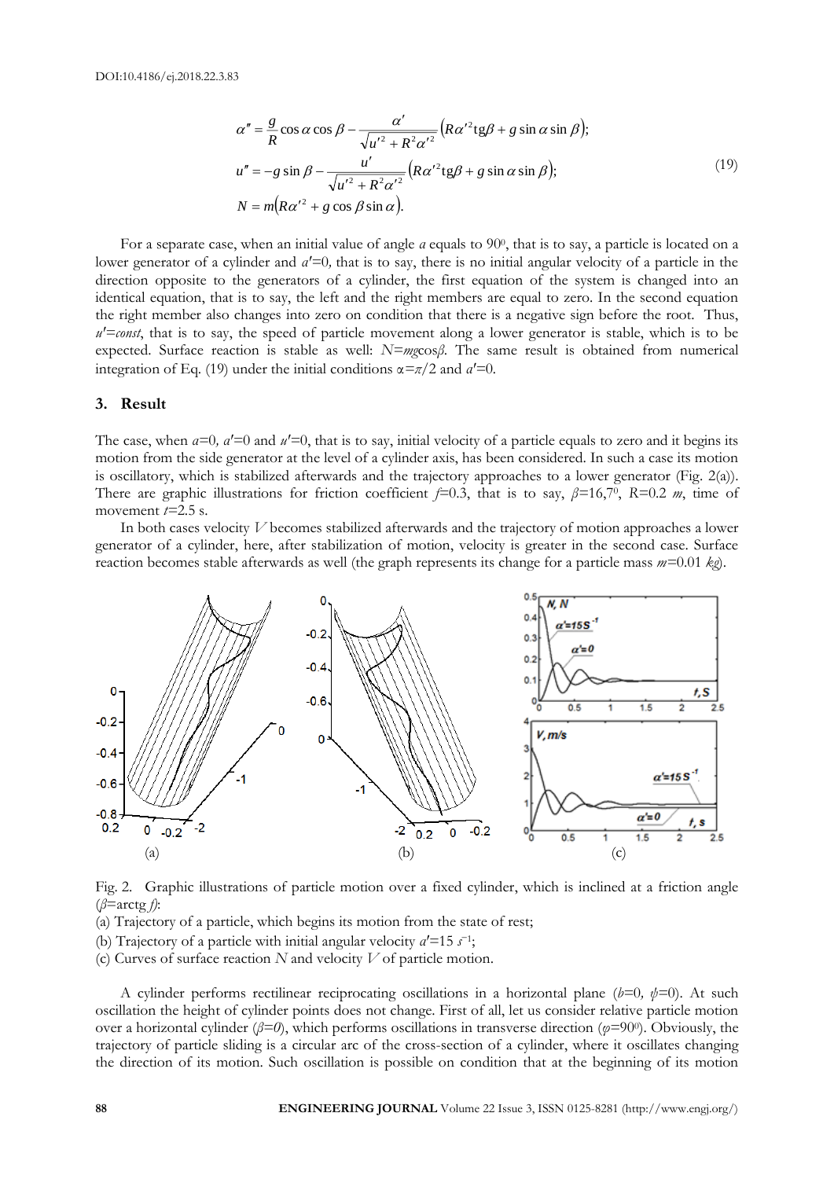$$
\begin{aligned}
\alpha'' &= \frac{g}{R}\cos\alpha\cos\beta - \frac{\alpha'}{\sqrt{u'^2 + R^2\alpha'^2}}\left(R\alpha'^2 \mathrm{tg}\beta + g\sin\alpha\sin\beta\right);\\
u'' &= -g\sin\beta - \frac{u'}{\sqrt{u'^2 + R^2\alpha'^2}}\left(R\alpha'^2 \mathrm{tg}\beta + g\sin\alpha\sin\beta\right);\\
N &= m\left(R\alpha'^2 + g\cos\beta\sin\alpha\right).
\end{aligned}
\tag{19}
$$

For a separate case, when an initial value of angle $a$ equals to $90^0$, that is to say, a particle is located on a lower generator of a cylinder and $a'=0$, that is to say, there is no initial angular velocity of a particle in the direction opposite to the generators of a cylinder, the first equation of the system is changed into an identical equation, that is to say, the left and the right members are equal to zero. In the second equation the right member also changes into zero on condition that there is a negative sign before the root. Thus, $u'=const$, that is to say, the speed of particle movement along a lower generator is stable, which is to be expected. Surface reaction is stable as well: $N=mg\cos\beta$. The same result is obtained from numerical integration of Eq. (19) under the initial conditions $\alpha=\pi/2$ and $a'=0$.

## 3. Result

The case, when $a=0$, $a'=0$ and $u'=0$, that is to say, initial velocity of a particle equals to zero and it begins its motion from the side generator at the level of a cylinder axis, has been considered. In such a case its motion is oscillatory, which is stabilized afterwards and the trajectory approaches to a lower generator (Fig. 2(a)). There are graphic illustrations for friction coefficient $f=0.3$, that is to say, $\beta=16{,}7^0$, $R=0.2$ *m*, time of movement $t=2.5$ s.

In both cases velocity $V$ becomes stabilized afterwards and the trajectory of motion approaches a lower generator of a cylinder, here, after stabilization of motion, velocity is greater in the second case. Surface reaction becomes stable afterwards as well (the graph represents its change for a particle mass $m=0.01$ *kg*).

Fig. 2. Graphic illustrations of particle motion over a fixed cylinder, which is inclined at a friction angle ($\beta=\mathrm{arctg}\, f$):
(a) Trajectory of a particle, which begins its motion from the state of rest;
(b) Trajectory of a particle with initial angular velocity $a'=15\ s^{-1}$;
(c) Curves of surface reaction $N$ and velocity $V$ of particle motion.

A cylinder performs rectilinear reciprocating oscillations in a horizontal plane ($b=0$, $\psi=0$). At such oscillation the height of cylinder points does not change. First of all, let us consider relative particle motion over a horizontal cylinder ($\beta=0$), which performs oscillations in transverse direction ($\varphi=90^0$). Obviously, the trajectory of particle sliding is a circular arc of the cross-section of a cylinder, where it oscillates changing the direction of its motion. Such oscillation is possible on condition that at the beginning of its motion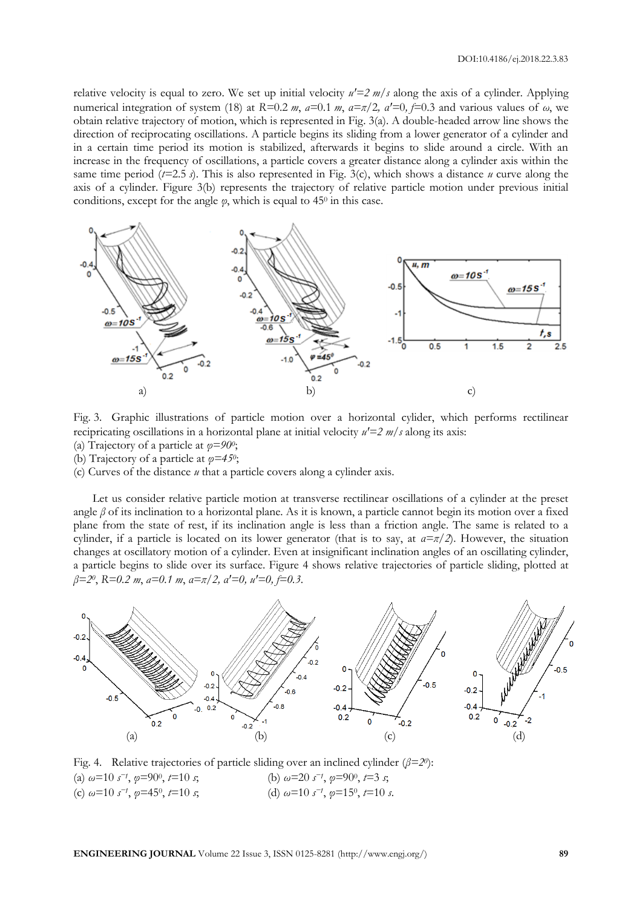relative velocity is equal to zero. We set up initial velocity $u'=2$ $m/s$ along the axis of a cylinder. Applying numerical integration of system (18) at $R=0.2$ $m$, $a=0.1$ $m$, $\alpha=\pi/2$, $\alpha'=0$, $f=0.3$ and various values of $\omega$, we obtain relative trajectory of motion, which is represented in Fig. 3(a). A double-headed arrow line shows the direction of reciprocating oscillations. A particle begins its sliding from a lower generator of a cylinder and in a certain time period its motion is stabilized, afterwards it begins to slide around a circle. With an increase in the frequency of oscillations, a particle covers a greater distance along a cylinder axis within the same time period ($t=2.5$ $s$). This is also represented in Fig. 3(c), which shows a distance $u$ curve along the axis of a cylinder. Figure 3(b) represents the trajectory of relative particle motion under previous initial conditions, except for the angle $\varphi$, which is equal to $45^0$ in this case.

Fig. 3. Graphic illustrations of particle motion over a horizontal cylider, which performs rectilinear recipricating oscillations in a horizontal plane at initial velocity $u'=2$ $m/s$ along its axis:
(a) Trajectory of a particle at $\varphi=90^0$;
(b) Trajectory of a particle at $\varphi=45^0$;
(c) Curves of the distance $u$ that a particle covers along a cylinder axis.

Let us consider relative particle motion at transverse rectilinear oscillations of a cylinder at the preset angle $\beta$ of its inclination to a horizontal plane. As it is known, a particle cannot begin its motion over a fixed plane from the state of rest, if its inclination angle is less than a friction angle. The same is related to a cylinder, if a particle is located on its lower generator (that is to say, at $\alpha=\pi/2$). However, the situation changes at oscillatory motion of a cylinder. Even at insignificant inclination angles of an oscillating cylinder, a particle begins to slide over its surface. Figure 4 shows relative trajectories of particle sliding, plotted at $\beta=2^0$, $R=0.2$ $m$, $a=0.1$ $m$, $\alpha=\pi/2$, $\alpha'=0$, $u'=0$, $f=0.3$.

Fig. 4. Relative trajectories of particle sliding over an inclined cylinder ($\beta=2^0$):
(a) $\omega=10$ $s^{-1}$, $\varphi=90^0$, $t=10$ $s$;
(b) $\omega=20$ $s^{-1}$, $\varphi=90^0$, $t=3$ $s$;
(c) $\omega=10$ $s^{-1}$, $\varphi=45^0$, $t=10$ $s$;
(d) $\omega=10$ $s^{-1}$, $\varphi=15^0$, $t=10$ $s$.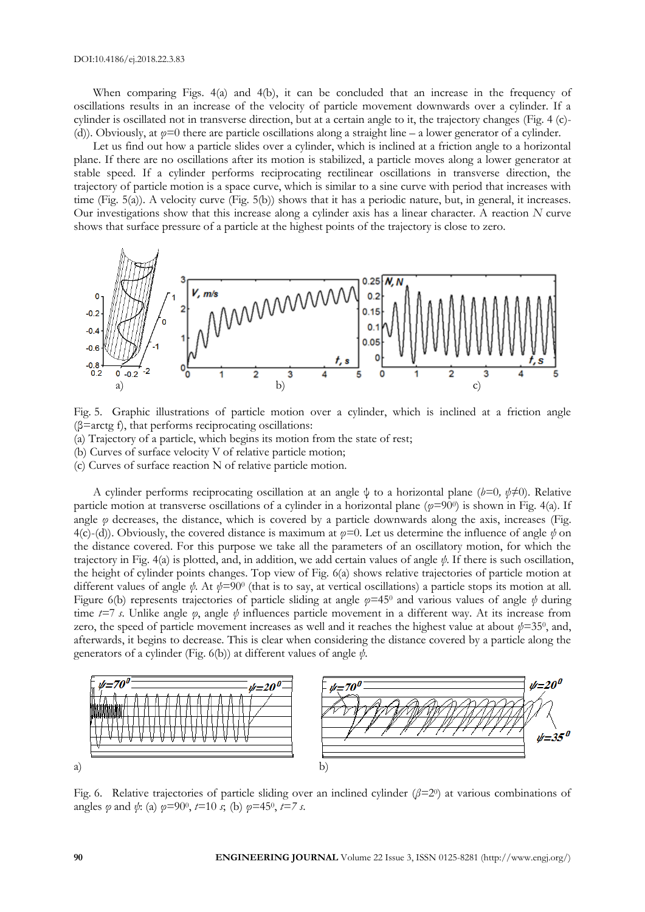When comparing Figs. 4(a) and 4(b), it can be concluded that an increase in the frequency of oscillations results in an increase of the velocity of particle movement downwards over a cylinder. If a cylinder is oscillated not in transverse direction, but at a certain angle to it, the trajectory changes (Fig. 4 (c)-(d)). Obviously, at $\varphi=0$ there are particle oscillations along a straight line – a lower generator of a cylinder.

Let us find out how a particle slides over a cylinder, which is inclined at a friction angle to a horizontal plane. If there are no oscillations after its motion is stabilized, a particle moves along a lower generator at stable speed. If a cylinder performs reciprocating rectilinear oscillations in transverse direction, the trajectory of particle motion is a space curve, which is similar to a sine curve with period that increases with time (Fig. 5(a)). A velocity curve (Fig. 5(b)) shows that it has a periodic nature, but, in general, it increases. Our investigations show that this increase along a cylinder axis has a linear character. A reaction $N$ curve shows that surface pressure of a particle at the highest points of the trajectory is close to zero.

Fig. 5. Graphic illustrations of particle motion over a cylinder, which is inclined at a friction angle ($\beta$=arctg f), that performs reciprocating oscillations:
(a) Trajectory of a particle, which begins its motion from the state of rest;
(b) Curves of surface velocity V of relative particle motion;
(c) Curves of surface reaction N of relative particle motion.

A cylinder performs reciprocating oscillation at an angle $\psi$ to a horizontal plane ($b=0$, $\psi\neq0$). Relative particle motion at transverse oscillations of a cylinder in a horizontal plane ($\varphi=90^0$) is shown in Fig. 4(a). If angle $\varphi$ decreases, the distance, which is covered by a particle downwards along the axis, increases (Fig. 4(c)-(d)). Obviously, the covered distance is maximum at $\varphi=0$. Let us determine the influence of angle $\psi$ on the distance covered. For this purpose we take all the parameters of an oscillatory motion, for which the trajectory in Fig. 4(a) is plotted, and, in addition, we add certain values of angle $\psi$. If there is such oscillation, the height of cylinder points changes. Top view of Fig. 6(a) shows relative trajectories of particle motion at different values of angle $\psi$. At $\psi=90^0$ (that is to say, at vertical oscillations) a particle stops its motion at all. Figure 6(b) represents trajectories of particle sliding at angle $\varphi=45^0$ and various values of angle $\psi$ during time $t=7$ *s*. Unlike angle $\varphi$, angle $\psi$ influences particle movement in a different way. At its increase from zero, the speed of particle movement increases as well and it reaches the highest value at about $\psi=35^0$, and, afterwards, it begins to decrease. This is clear when considering the distance covered by a particle along the generators of a cylinder (Fig. 6(b)) at different values of angle $\psi$.

Fig. 6. Relative trajectories of particle sliding over an inclined cylinder ($\beta=2^0$) at various combinations of angles $\varphi$ and $\psi$: (a) $\varphi=90^0$, $t=10$ *s*; (b) $\varphi=45^0$, $t=7$ *s*.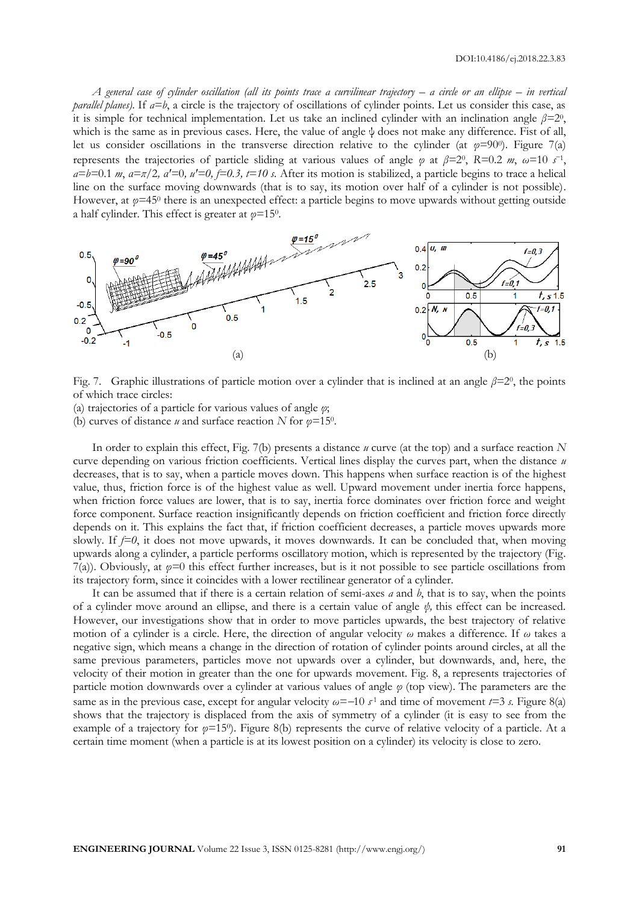*A general case of cylinder oscillation (all its points trace a curvilinear trajectory – a circle or an ellipse – in vertical parallel planes).* If $a=b$, a circle is the trajectory of oscillations of cylinder points. Let us consider this case, as it is simple for technical implementation. Let us take an inclined cylinder with an inclination angle $\beta=2^0$, which is the same as in previous cases. Here, the value of angle ψ does not make any difference. Fist of all, let us consider oscillations in the transverse direction relative to the cylinder (at $\varphi=90^0$). Figure 7(a) represents the trajectories of particle sliding at various values of angle $\varphi$ at $\beta=2^0$, R=0.2 *m*, $\omega=10$ $s^{-1}$, $a=b=0.1$ *m*, $\alpha=\pi/2$, $\alpha'=0$, $u'=0$, $f=0.3$, $t=10$ *s*. After its motion is stabilized, a particle begins to trace a helical line on the surface moving downwards (that is to say, its motion over half of a cylinder is not possible). However, at $\varphi=45^0$ there is an unexpected effect: a particle begins to move upwards without getting outside a half cylinder. This effect is greater at $\varphi=15^0$.

Fig. 7. Graphic illustrations of particle motion over a cylinder that is inclined at an angle $\beta=2^0$, the points of which trace circles:
(a) trajectories of a particle for various values of angle $\varphi$;
(b) curves of distance $u$ and surface reaction $N$ for $\varphi=15^0$.

In order to explain this effect, Fig. 7(b) presents a distance $u$ curve (at the top) and a surface reaction $N$ curve depending on various friction coefficients. Vertical lines display the curves part, when the distance $u$ decreases, that is to say, when a particle moves down. This happens when surface reaction is of the highest value, thus, friction force is of the highest value as well. Upward movement under inertia force happens, when friction force values are lower, that is to say, inertia force dominates over friction force and weight force component. Surface reaction insignificantly depends on friction coefficient and friction force directly depends on it. This explains the fact that, if friction coefficient decreases, a particle moves upwards more slowly. If $f=0$, it does not move upwards, it moves downwards. It can be concluded that, when moving upwards along a cylinder, a particle performs oscillatory motion, which is represented by the trajectory (Fig. 7(a)). Obviously, at $\varphi=0$ this effect further increases, but is it not possible to see particle oscillations from its trajectory form, since it coincides with a lower rectilinear generator of a cylinder.

It can be assumed that if there is a certain relation of semi-axes $a$ and $b$, that is to say, when the points of a cylinder move around an ellipse, and there is a certain value of angle $\psi$, this effect can be increased. However, our investigations show that in order to move particles upwards, the best trajectory of relative motion of a cylinder is a circle. Here, the direction of angular velocity $\omega$ makes a difference. If $\omega$ takes a negative sign, which means a change in the direction of rotation of cylinder points around circles, at all the same previous parameters, particles move not upwards over a cylinder, but downwards, and, here, the velocity of their motion in greater than the one for upwards movement. Fig. 8, a represents trajectories of particle motion downwards over a cylinder at various values of angle $\varphi$ (top view). The parameters are the same as in the previous case, except for angular velocity $\omega=-10$ $s^{-1}$ and time of movement $t=3$ *s*. Figure 8(a) shows that the trajectory is displaced from the axis of symmetry of a cylinder (it is easy to see from the example of a trajectory for $\varphi=15^0$). Figure 8(b) represents the curve of relative velocity of a particle. At a certain time moment (when a particle is at its lowest position on a cylinder) its velocity is close to zero.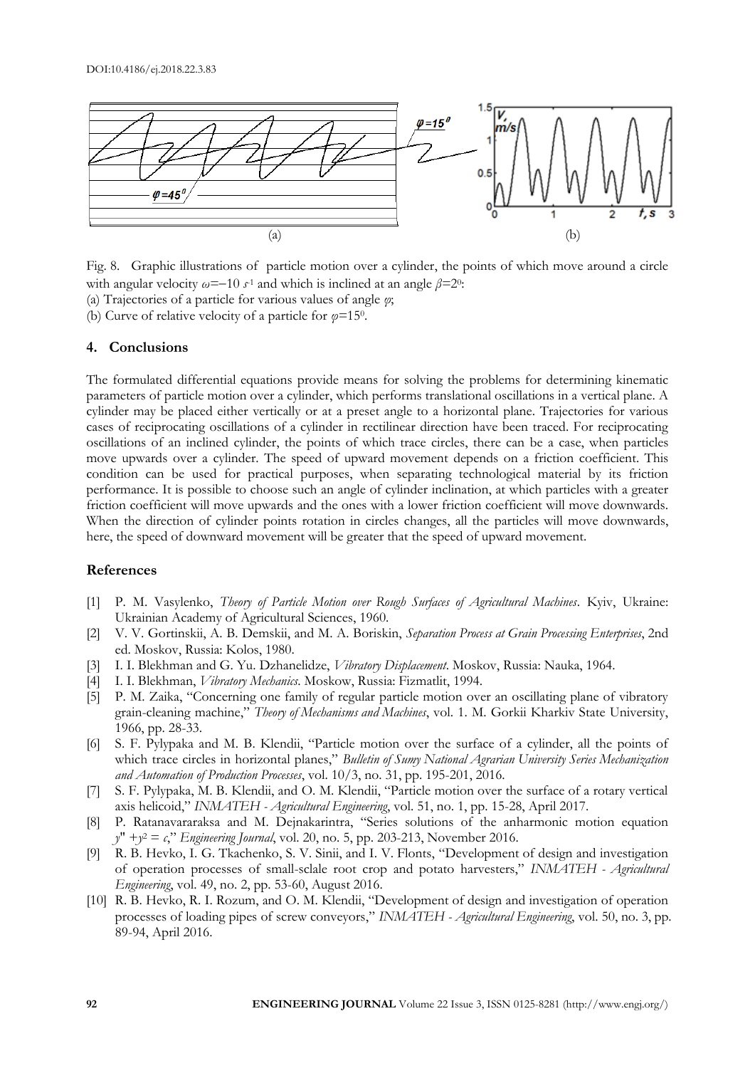φ=15⁰

φ=45⁰

(a)

1.5

V, m/s

1

0.5

0

0 1 2 t, s 3

(b)

Fig. 8. Graphic illustrations of particle motion over a cylinder, the points of which move around a circle with angular velocity $\omega = -10\ s^{-1}$ and which is inclined at an angle $\beta = 2^0$:
(a) Trajectories of a particle for various values of angle $\varphi$;
(b) Curve of relative velocity of a particle for $\varphi = 15^0$.

## 4. Conclusions

The formulated differential equations provide means for solving the problems for determining kinematic parameters of particle motion over a cylinder, which performs translational oscillations in a vertical plane. A cylinder may be placed either vertically or at a preset angle to a horizontal plane. Trajectories for various cases of reciprocating oscillations of a cylinder in rectilinear direction have been traced. For reciprocating oscillations of an inclined cylinder, the points of which trace circles, there can be a case, when particles move upwards over a cylinder. The speed of upward movement depends on a friction coefficient. This condition can be used for practical purposes, when separating technological material by its friction performance. It is possible to choose such an angle of cylinder inclination, at which particles with a greater friction coefficient will move upwards and the ones with a lower friction coefficient will move downwards. When the direction of cylinder points rotation in circles changes, all the particles will move downwards, here, the speed of downward movement will be greater that the speed of upward movement.

## References

[1] P. M. Vasylenko, *Theory of Particle Motion over Rough Surfaces of Agricultural Machines*. Kyiv, Ukraine: Ukrainian Academy of Agricultural Sciences, 1960.

[2] V. V. Gortinskii, A. B. Demskii, and M. A. Boriskin, *Separation Process at Grain Processing Enterprises*, 2nd ed. Moskov, Russia: Kolos, 1980.

[3] I. I. Blekhman and G. Yu. Dzhanelidze, *Vibratory Displacement*. Moskov, Russia: Nauka, 1964.

[4] I. I. Blekhman, *Vibratory Mechanics*. Moskow, Russia: Fizmatlit, 1994.

[5] P. M. Zaika, "Concerning one family of regular particle motion over an oscillating plane of vibratory grain-cleaning machine," *Theory of Mechanisms and Machines*, vol. 1. M. Gorkii Kharkiv State University, 1966, pp. 28-33.

[6] S. F. Pylypaka and M. B. Klendii, "Particle motion over the surface of a cylinder, all the points of which trace circles in horizontal planes," *Bulletin of Sumy National Agrarian University Series Mechanization and Automation of Production Processes*, vol. 10/3, no. 31, pp. 195-201, 2016.

[7] S. F. Pylypaka, M. B. Klendii, and O. M. Klendii, "Particle motion over the surface of a rotary vertical axis helicoid," *INMATEH - Agricultural Engineering*, vol. 51, no. 1, pp. 15-28, April 2017.

[8] P. Ratanavararaksa and M. Dejnakarintra, "Series solutions of the anharmonic motion equation $y'' + y^2 = c$," *Engineering Journal*, vol. 20, no. 5, pp. 203-213, November 2016.

[9] R. B. Hevko, I. G. Tkachenko, S. V. Sinii, and I. V. Flonts, "Development of design and investigation of operation processes of small-sclale root crop and potato harvesters," *INMATEH - Agricultural Engineering*, vol. 49, no. 2, pp. 53-60, August 2016.

[10] R. B. Hevko, R. I. Rozum, and O. M. Klendii, "Development of design and investigation of operation processes of loading pipes of screw conveyors," *INMATEH - Agricultural Engineering*, vol. 50, no. 3, pp. 89-94, April 2016.